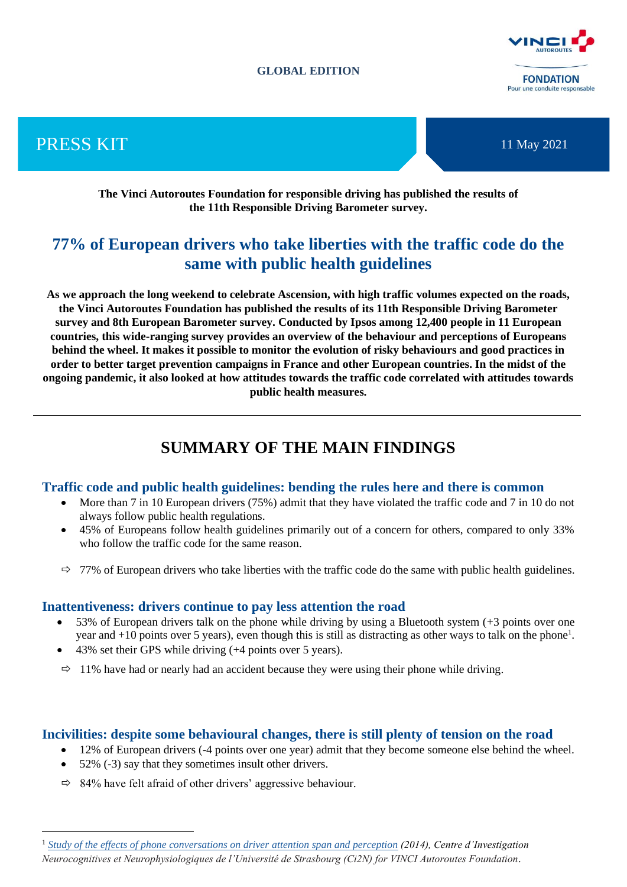**GLOBAL EDITION**

VINCI AUTOROUTES
FONDATION
Pour une conduite responsable

# PRESS KIT

11 May 2021

**The Vinci Autoroutes Foundation for responsible driving has published the results of the 11th Responsible Driving Barometer survey.**

## 77% of European drivers who take liberties with the traffic code do the same with public health guidelines

**As we approach the long weekend to celebrate Ascension, with high traffic volumes expected on the roads, the Vinci Autoroutes Foundation has published the results of its 11th Responsible Driving Barometer survey and 8th European Barometer survey. Conducted by Ipsos among 12,400 people in 11 European countries, this wide-ranging survey provides an overview of the behaviour and perceptions of Europeans behind the wheel. It makes it possible to monitor the evolution of risky behaviours and good practices in order to better target prevention campaigns in France and other European countries. In the midst of the ongoing pandemic, it also looked at how attitudes towards the traffic code correlated with attitudes towards public health measures.**

---

# SUMMARY OF THE MAIN FINDINGS

### Traffic code and public health guidelines: bending the rules here and there is common

- More than 7 in 10 European drivers (75%) admit that they have violated the traffic code and 7 in 10 do not always follow public health regulations.
- 45% of Europeans follow health guidelines primarily out of a concern for others, compared to only 33% who follow the traffic code for the same reason.

⇨ 77% of European drivers who take liberties with the traffic code do the same with public health guidelines.

### Inattentiveness: drivers continue to pay less attention the road

- 53% of European drivers talk on the phone while driving by using a Bluetooth system (+3 points over one year and +10 points over 5 years), even though this is still as distracting as other ways to talk on the phone[1].
- 43% set their GPS while driving (+4 points over 5 years).

⇨ 11% have had or nearly had an accident because they were using their phone while driving.

### Incivilities: despite some behavioural changes, there is still plenty of tension on the road

- 12% of European drivers (-4 points over one year) admit that they become someone else behind the wheel.
- 52% (-3) say that they sometimes insult other drivers.

⇨ 84% have felt afraid of other drivers' aggressive behaviour.

---

[1] *Study of the effects of phone conversations on driver attention span and perception (2014), Centre d'Investigation Neurocognitives et Neurophysiologiques de l'Université de Strasbourg (Ci2N) for VINCI Autoroutes Foundation.*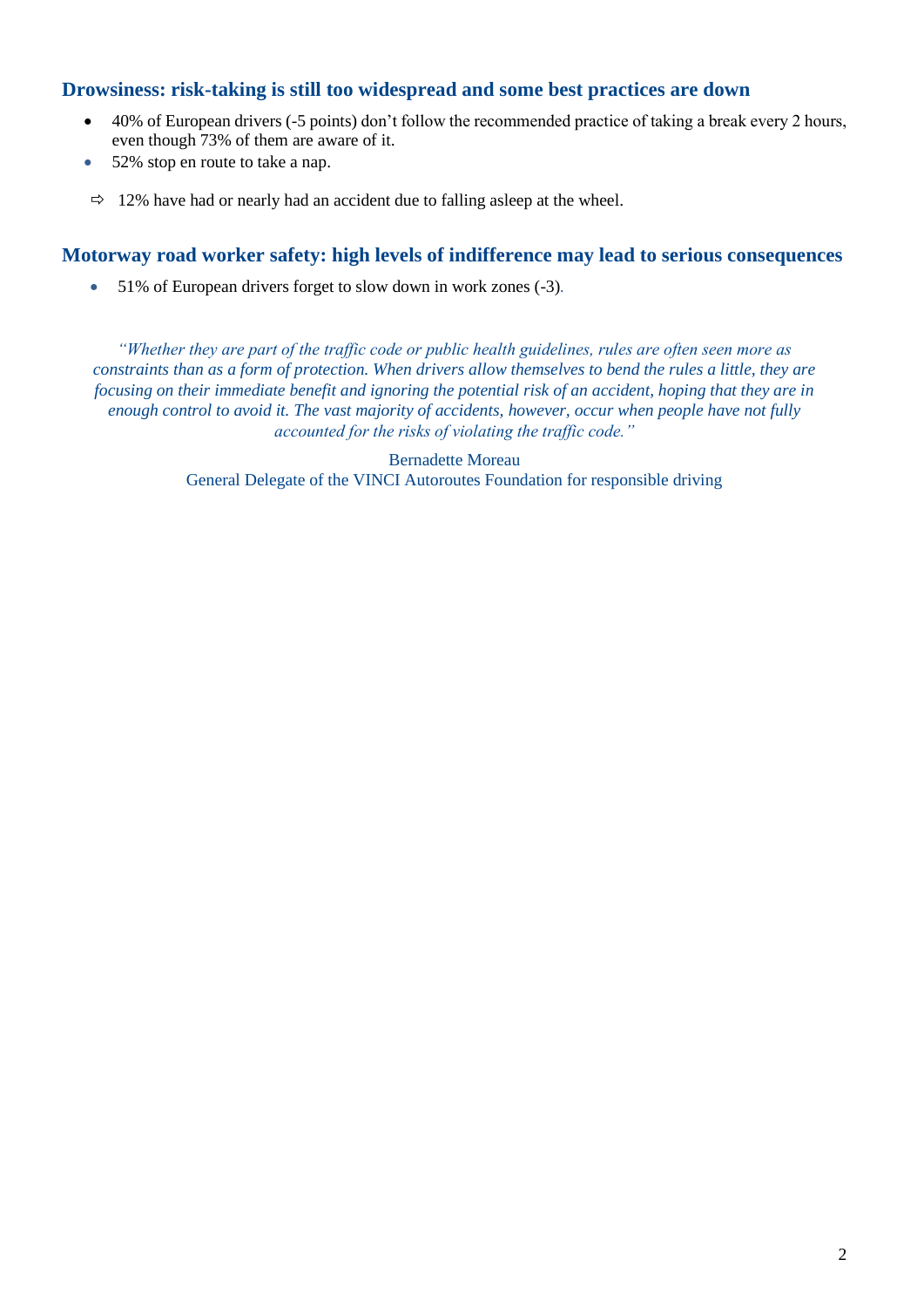## Drowsiness: risk-taking is still too widespread and some best practices are down

- 40% of European drivers (-5 points) don't follow the recommended practice of taking a break every 2 hours, even though 73% of them are aware of it.
- 52% stop en route to take a nap.

⇨ 12% have had or nearly had an accident due to falling asleep at the wheel.

## Motorway road worker safety: high levels of indifference may lead to serious consequences

- 51% of European drivers forget to slow down in work zones (-3).

*"Whether they are part of the traffic code or public health guidelines, rules are often seen more as constraints than as a form of protection. When drivers allow themselves to bend the rules a little, they are focusing on their immediate benefit and ignoring the potential risk of an accident, hoping that they are in enough control to avoid it. The vast majority of accidents, however, occur when people have not fully accounted for the risks of violating the traffic code."*

Bernadette Moreau
General Delegate of the VINCI Autoroutes Foundation for responsible driving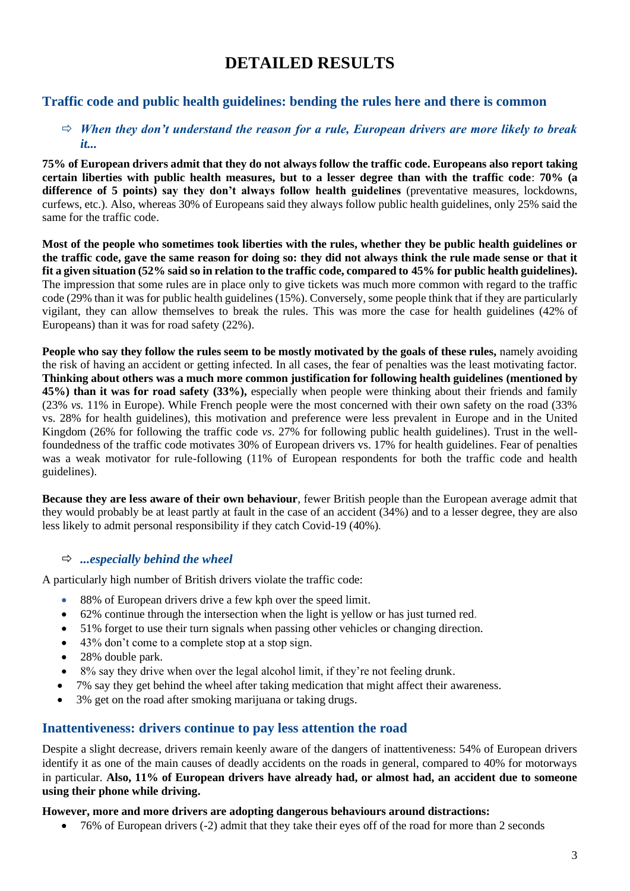# DETAILED RESULTS

## Traffic code and public health guidelines: bending the rules here and there is common

### ⇨ *When they don't understand the reason for a rule, European drivers are more likely to break it...*

**75% of European drivers admit that they do not always follow the traffic code. Europeans also report taking certain liberties with public health measures, but to a lesser degree than with the traffic code**: **70% (a difference of 5 points) say they don't always follow health guidelines** (preventative measures, lockdowns, curfews, etc.). Also, whereas 30% of Europeans said they always follow public health guidelines, only 25% said the same for the traffic code.

**Most of the people who sometimes took liberties with the rules, whether they be public health guidelines or the traffic code, gave the same reason for doing so: they did not always think the rule made sense or that it fit a given situation (52% said so in relation to the traffic code, compared to 45% for public health guidelines).** The impression that some rules are in place only to give tickets was much more common with regard to the traffic code (29% than it was for public health guidelines (15%). Conversely, some people think that if they are particularly vigilant, they can allow themselves to break the rules. This was more the case for health guidelines (42% of Europeans) than it was for road safety (22%).

**People who say they follow the rules seem to be mostly motivated by the goals of these rules,** namely avoiding the risk of having an accident or getting infected. In all cases, the fear of penalties was the least motivating factor. **Thinking about others was a much more common justification for following health guidelines (mentioned by 45%) than it was for road safety (33%),** especially when people were thinking about their friends and family (23% *vs.* 11% in Europe). While French people were the most concerned with their own safety on the road (33% vs. 28% for health guidelines), this motivation and preference were less prevalent in Europe and in the United Kingdom (26% for following the traffic code *vs*. 27% for following public health guidelines). Trust in the well-foundedness of the traffic code motivates 30% of European drivers vs. 17% for health guidelines. Fear of penalties was a weak motivator for rule-following (11% of European respondents for both the traffic code and health guidelines).

**Because they are less aware of their own behaviour**, fewer British people than the European average admit that they would probably be at least partly at fault in the case of an accident (34%) and to a lesser degree, they are also less likely to admit personal responsibility if they catch Covid-19 (40%).

### ⇨ *...especially behind the wheel*

A particularly high number of British drivers violate the traffic code:

- 88% of European drivers drive a few kph over the speed limit.
- 62% continue through the intersection when the light is yellow or has just turned red.
- 51% forget to use their turn signals when passing other vehicles or changing direction.
- 43% don't come to a complete stop at a stop sign.
- 28% double park.
- 8% say they drive when over the legal alcohol limit, if they're not feeling drunk.
- 7% say they get behind the wheel after taking medication that might affect their awareness.
- 3% get on the road after smoking marijuana or taking drugs.

## Inattentiveness: drivers continue to pay less attention the road

Despite a slight decrease, drivers remain keenly aware of the dangers of inattentiveness: 54% of European drivers identify it as one of the main causes of deadly accidents on the roads in general, compared to 40% for motorways in particular. **Also, 11% of European drivers have already had, or almost had, an accident due to someone using their phone while driving.**

**However, more and more drivers are adopting dangerous behaviours around distractions:**

- 76% of European drivers (-2) admit that they take their eyes off of the road for more than 2 seconds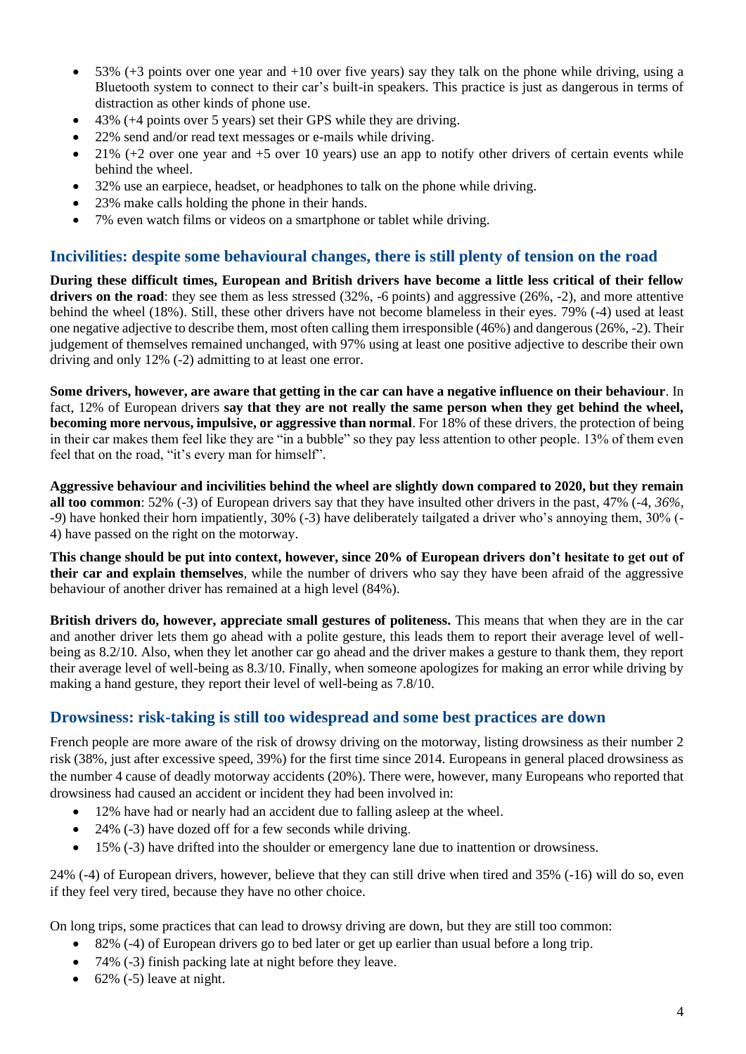- 53% (+3 points over one year and +10 over five years) say they talk on the phone while driving, using a Bluetooth system to connect to their car's built-in speakers. This practice is just as dangerous in terms of distraction as other kinds of phone use.
- 43% (+4 points over 5 years) set their GPS while they are driving.
- 22% send and/or read text messages or e-mails while driving.
- 21% (+2 over one year and +5 over 10 years) use an app to notify other drivers of certain events while behind the wheel.
- 32% use an earpiece, headset, or headphones to talk on the phone while driving.
- 23% make calls holding the phone in their hands.
- 7% even watch films or videos on a smartphone or tablet while driving.

## Incivilities: despite some behavioural changes, there is still plenty of tension on the road

**During these difficult times, European and British drivers have become a little less critical of their fellow drivers on the road**: they see them as less stressed (32%, -6 points) and aggressive (26%, -2), and more attentive behind the wheel (18%). Still, these other drivers have not become blameless in their eyes. 79% (-4) used at least one negative adjective to describe them, most often calling them irresponsible (46%) and dangerous (26%, -2). Their judgement of themselves remained unchanged, with 97% using at least one positive adjective to describe their own driving and only 12% (-2) admitting to at least one error.

**Some drivers, however, are aware that getting in the car can have a negative influence on their behaviour**. In fact, 12% of European drivers **say that they are not really the same person when they get behind the wheel, becoming more nervous, impulsive, or aggressive than normal**. For 18% of these drivers, the protection of being in their car makes them feel like they are "in a bubble" so they pay less attention to other people. 13% of them even feel that on the road, "it's every man for himself".

**Aggressive behaviour and incivilities behind the wheel are slightly down compared to 2020, but they remain all too common**: 52% (-3) of European drivers say that they have insulted other drivers in the past, 47% (-4, *36%, -9*) have honked their horn impatiently, 30% (-3) have deliberately tailgated a driver who's annoying them, 30% (-4) have passed on the right on the motorway.

**This change should be put into context, however, since 20% of European drivers don't hesitate to get out of their car and explain themselves**, while the number of drivers who say they have been afraid of the aggressive behaviour of another driver has remained at a high level (84%).

**British drivers do, however, appreciate small gestures of politeness.** This means that when they are in the car and another driver lets them go ahead with a polite gesture, this leads them to report their average level of well-being as 8.2/10. Also, when they let another car go ahead and the driver makes a gesture to thank them, they report their average level of well-being as 8.3/10. Finally, when someone apologizes for making an error while driving by making a hand gesture, they report their level of well-being as 7.8/10.

## Drowsiness: risk-taking is still too widespread and some best practices are down

French people are more aware of the risk of drowsy driving on the motorway, listing drowsiness as their number 2 risk (38%, just after excessive speed, 39%) for the first time since 2014. Europeans in general placed drowsiness as the number 4 cause of deadly motorway accidents (20%). There were, however, many Europeans who reported that drowsiness had caused an accident or incident they had been involved in:

- 12% have had or nearly had an accident due to falling asleep at the wheel.
- 24% (-3) have dozed off for a few seconds while driving.
- 15% (-3) have drifted into the shoulder or emergency lane due to inattention or drowsiness.

24% (-4) of European drivers, however, believe that they can still drive when tired and 35% (-16) will do so, even if they feel very tired, because they have no other choice.

On long trips, some practices that can lead to drowsy driving are down, but they are still too common:

- 82% (-4) of European drivers go to bed later or get up earlier than usual before a long trip.
- 74% (-3) finish packing late at night before they leave.
- 62% (-5) leave at night.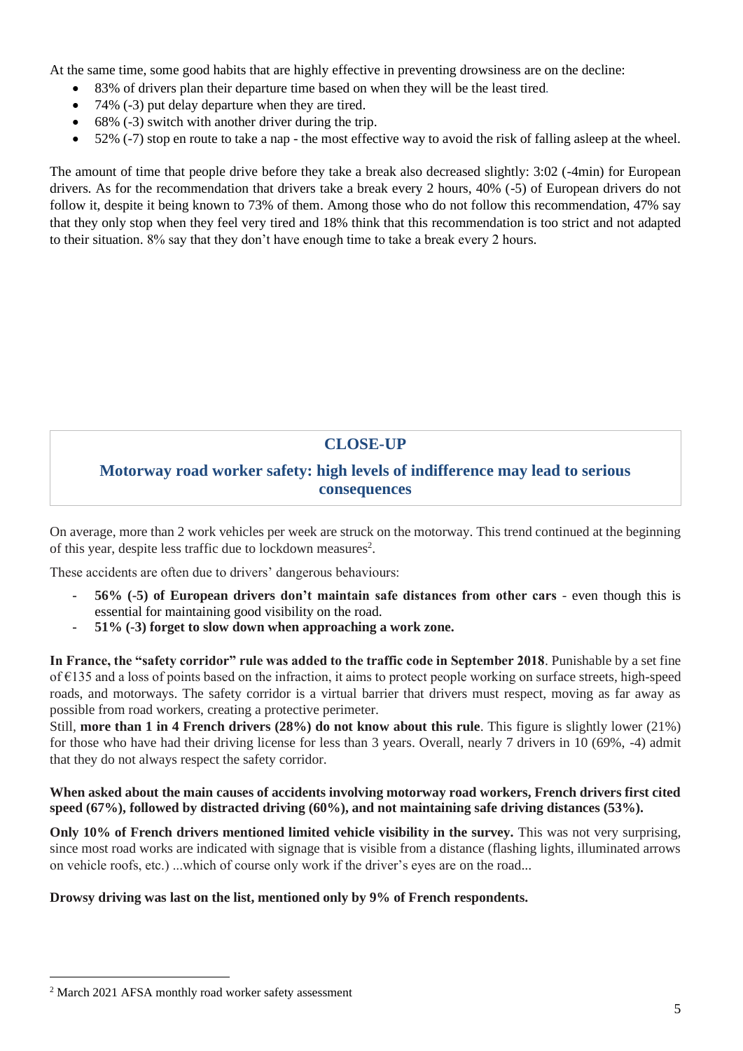At the same time, some good habits that are highly effective in preventing drowsiness are on the decline:

- 83% of drivers plan their departure time based on when they will be the least tired.
- 74% (-3) put delay departure when they are tired.
- 68% (-3) switch with another driver during the trip.
- 52% (-7) stop en route to take a nap - the most effective way to avoid the risk of falling asleep at the wheel.

The amount of time that people drive before they take a break also decreased slightly: 3:02 (-4min) for European drivers. As for the recommendation that drivers take a break every 2 hours, 40% (-5) of European drivers do not follow it, despite it being known to 73% of them. Among those who do not follow this recommendation, 47% say that they only stop when they feel very tired and 18% think that this recommendation is too strict and not adapted to their situation. 8% say that they don't have enough time to take a break every 2 hours.

## CLOSE-UP

### Motorway road worker safety: high levels of indifference may lead to serious consequences

On average, more than 2 work vehicles per week are struck on the motorway. This trend continued at the beginning of this year, despite less traffic due to lockdown measures[2].

These accidents are often due to drivers' dangerous behaviours:

- **56% (-5) of European drivers don't maintain safe distances from other cars** - even though this is essential for maintaining good visibility on the road.
- **51% (-3) forget to slow down when approaching a work zone.**

**In France, the "safety corridor" rule was added to the traffic code in September 2018**. Punishable by a set fine of €135 and a loss of points based on the infraction, it aims to protect people working on surface streets, high-speed roads, and motorways. The safety corridor is a virtual barrier that drivers must respect, moving as far away as possible from road workers, creating a protective perimeter.
Still, **more than 1 in 4 French drivers (28%) do not know about this rule**. This figure is slightly lower (21%) for those who have had their driving license for less than 3 years. Overall, nearly 7 drivers in 10 (69%, -4) admit that they do not always respect the safety corridor.

**When asked about the main causes of accidents involving motorway road workers, French drivers first cited speed (67%), followed by distracted driving (60%), and not maintaining safe driving distances (53%).**

**Only 10% of French drivers mentioned limited vehicle visibility in the survey.** This was not very surprising, since most road works are indicated with signage that is visible from a distance (flashing lights, illuminated arrows on vehicle roofs, etc.) ...which of course only work if the driver's eyes are on the road...

**Drowsy driving was last on the list, mentioned only by 9% of French respondents.**

[2] March 2021 AFSA monthly road worker safety assessment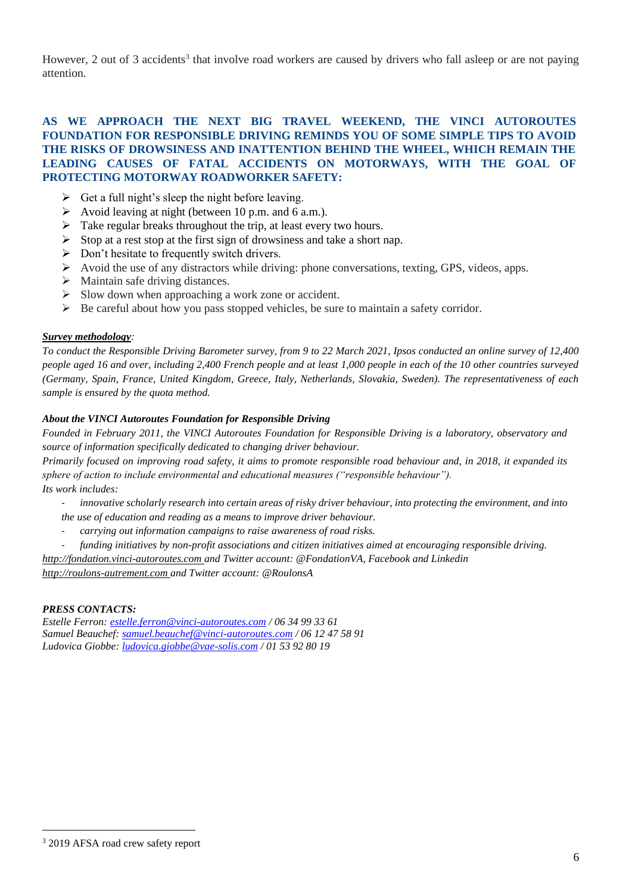However, 2 out of 3 accidents[3] that involve road workers are caused by drivers who fall asleep or are not paying attention.

**AS WE APPROACH THE NEXT BIG TRAVEL WEEKEND, THE VINCI AUTOROUTES FOUNDATION FOR RESPONSIBLE DRIVING REMINDS YOU OF SOME SIMPLE TIPS TO AVOID THE RISKS OF DROWSINESS AND INATTENTION BEHIND THE WHEEL, WHICH REMAIN THE LEADING CAUSES OF FATAL ACCIDENTS ON MOTORWAYS, WITH THE GOAL OF PROTECTING MOTORWAY ROADWORKER SAFETY:**

- Get a full night's sleep the night before leaving.
- Avoid leaving at night (between 10 p.m. and 6 a.m.).
- Take regular breaks throughout the trip, at least every two hours.
- Stop at a rest stop at the first sign of drowsiness and take a short nap.
- Don't hesitate to frequently switch drivers.
- Avoid the use of any distractors while driving: phone conversations, texting, GPS, videos, apps.
- Maintain safe driving distances.
- Slow down when approaching a work zone or accident.
- Be careful about how you pass stopped vehicles, be sure to maintain a safety corridor.

***Survey methodology**:*

*To conduct the Responsible Driving Barometer survey, from 9 to 22 March 2021, Ipsos conducted an online survey of 12,400 people aged 16 and over, including 2,400 French people and at least 1,000 people in each of the 10 other countries surveyed (Germany, Spain, France, United Kingdom, Greece, Italy, Netherlands, Slovakia, Sweden). The representativeness of each sample is ensured by the quota method.*

***About the VINCI Autoroutes Foundation for Responsible Driving***

*Founded in February 2011, the VINCI Autoroutes Foundation for Responsible Driving is a laboratory, observatory and source of information specifically dedicated to changing driver behaviour.*

*Primarily focused on improving road safety, it aims to promote responsible road behaviour and, in 2018, it expanded its sphere of action to include environmental and educational measures ("responsible behaviour").*

*Its work includes:*

- *innovative scholarly research into certain areas of risky driver behaviour, into protecting the environment, and into the use of education and reading as a means to improve driver behaviour.*
- *carrying out information campaigns to raise awareness of road risks.*
- *funding initiatives by non-profit associations and citizen initiatives aimed at encouraging responsible driving.*

*http://fondation.vinci-autoroutes.com and Twitter account: @FondationVA, Facebook and Linkedin*
*http://roulons-autrement.com and Twitter account: @RoulonsA*

***PRESS CONTACTS:***

*Estelle Ferron: estelle.ferron@vinci-autoroutes.com / 06 34 99 33 61*
*Samuel Beauchef: samuel.beauchef@vinci-autoroutes.com / 06 12 47 58 91*
*Ludovica Giobbe: ludovica.giobbe@vae-solis.com / 01 53 92 80 19*

[3] 2019 AFSA road crew safety report